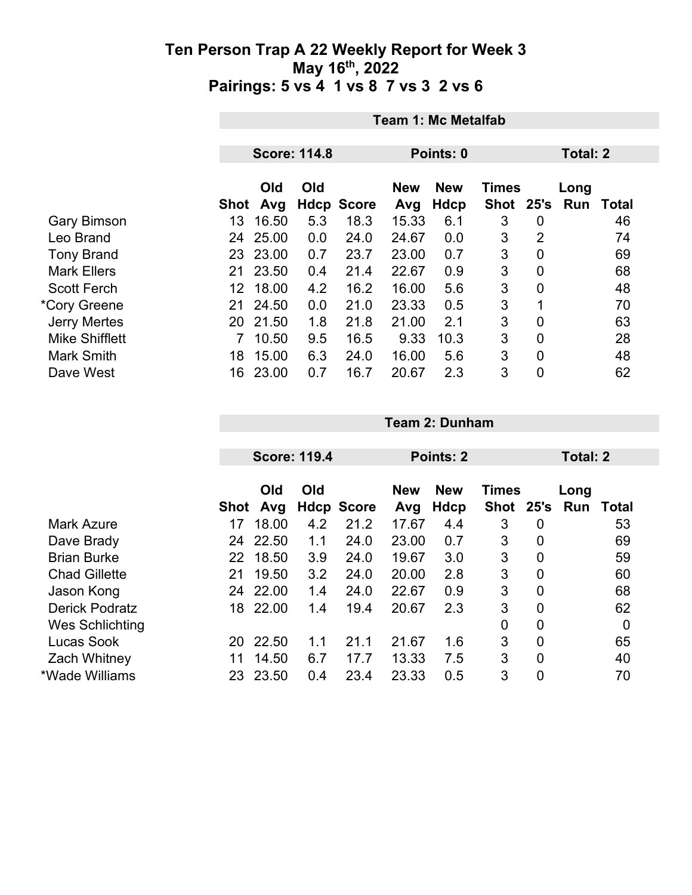# Ten Person Trap A 22 Weekly Report for Week 3
## May 16th, 2022
## Pairings: 5 vs 4 1 vs 8 7 vs 3 2 vs 6

**Team 1: Mc Metalfab**

**Score: 114.8** | **Points: 0** | **Total: 2**

| | Shot | Old Avg | Old Hdcp | Score | New Avg | New Hdcp | Times Shot | 25's | Long Run | Total |
|---|---|---|---|---|---|---|---|---|---|---|
| Gary Bimson | 13 | 16.50 | 5.3 | 18.3 | 15.33 | 6.1 | 3 | 0 | | 46 |
| Leo Brand | 24 | 25.00 | 0.0 | 24.0 | 24.67 | 0.0 | 3 | 2 | | 74 |
| Tony Brand | 23 | 23.00 | 0.7 | 23.7 | 23.00 | 0.7 | 3 | 0 | | 69 |
| Mark Ellers | 21 | 23.50 | 0.4 | 21.4 | 22.67 | 0.9 | 3 | 0 | | 68 |
| Scott Ferch | 12 | 18.00 | 4.2 | 16.2 | 16.00 | 5.6 | 3 | 0 | | 48 |
| *Cory Greene | 21 | 24.50 | 0.0 | 21.0 | 23.33 | 0.5 | 3 | 1 | | 70 |
| Jerry Mertes | 20 | 21.50 | 1.8 | 21.8 | 21.00 | 2.1 | 3 | 0 | | 63 |
| Mike Shifflett | 7 | 10.50 | 9.5 | 16.5 | 9.33 | 10.3 | 3 | 0 | | 28 |
| Mark Smith | 18 | 15.00 | 6.3 | 24.0 | 16.00 | 5.6 | 3 | 0 | | 48 |
| Dave West | 16 | 23.00 | 0.7 | 16.7 | 20.67 | 2.3 | 3 | 0 | | 62 |

**Team 2: Dunham**

**Score: 119.4** | **Points: 2** | **Total: 2**

| | Shot | Old Avg | Old Hdcp | Score | New Avg | New Hdcp | Times Shot | 25's | Long Run | Total |
|---|---|---|---|---|---|---|---|---|---|---|
| Mark Azure | 17 | 18.00 | 4.2 | 21.2 | 17.67 | 4.4 | 3 | 0 | | 53 |
| Dave Brady | 24 | 22.50 | 1.1 | 24.0 | 23.00 | 0.7 | 3 | 0 | | 69 |
| Brian Burke | 22 | 18.50 | 3.9 | 24.0 | 19.67 | 3.0 | 3 | 0 | | 59 |
| Chad Gillette | 21 | 19.50 | 3.2 | 24.0 | 20.00 | 2.8 | 3 | 0 | | 60 |
| Jason Kong | 24 | 22.00 | 1.4 | 24.0 | 22.67 | 0.9 | 3 | 0 | | 68 |
| Derick Podratz | 18 | 22.00 | 1.4 | 19.4 | 20.67 | 2.3 | 3 | 0 | | 62 |
| Wes Schlichting | | | | | | | 0 | 0 | | 0 |
| Lucas Sook | 20 | 22.50 | 1.1 | 21.1 | 21.67 | 1.6 | 3 | 0 | | 65 |
| Zach Whitney | 11 | 14.50 | 6.7 | 17.7 | 13.33 | 7.5 | 3 | 0 | | 40 |
| *Wade Williams | 23 | 23.50 | 0.4 | 23.4 | 23.33 | 0.5 | 3 | 0 | | 70 |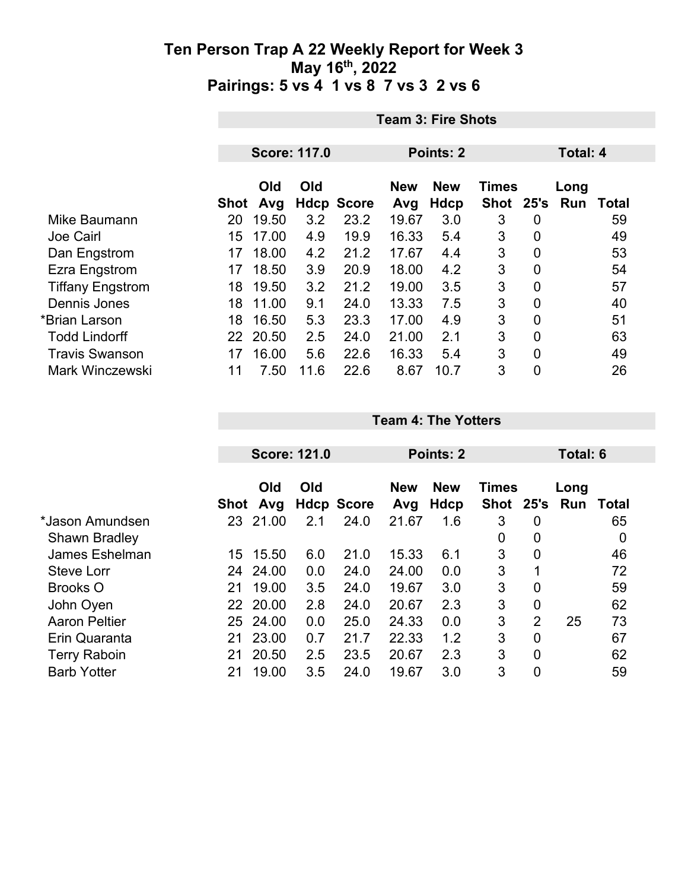# Ten Person Trap A 22 Weekly Report for Week 3
## May 16th, 2022
## Pairings: 5 vs 4 1 vs 8 7 vs 3 2 vs 6

| | Team 3: Fire Shots | | | | | | | | | |
|---|---|---|---|---|---|---|---|---|---|---|
| | Score: 117.0 | | | | Points: 2 | | | Total: 4 | | |
| | Shot | Old Avg | Old Hdcp | Score | New Avg | New Hdcp | Times Shot | 25's | Long Run | Total |
| Mike Baumann | 20 | 19.50 | 3.2 | 23.2 | 19.67 | 3.0 | 3 | 0 | | 59 |
| Joe Cairl | 15 | 17.00 | 4.9 | 19.9 | 16.33 | 5.4 | 3 | 0 | | 49 |
| Dan Engstrom | 17 | 18.00 | 4.2 | 21.2 | 17.67 | 4.4 | 3 | 0 | | 53 |
| Ezra Engstrom | 17 | 18.50 | 3.9 | 20.9 | 18.00 | 4.2 | 3 | 0 | | 54 |
| Tiffany Engstrom | 18 | 19.50 | 3.2 | 21.2 | 19.00 | 3.5 | 3 | 0 | | 57 |
| Dennis Jones | 18 | 11.00 | 9.1 | 24.0 | 13.33 | 7.5 | 3 | 0 | | 40 |
| *Brian Larson | 18 | 16.50 | 5.3 | 23.3 | 17.00 | 4.9 | 3 | 0 | | 51 |
| Todd Lindorff | 22 | 20.50 | 2.5 | 24.0 | 21.00 | 2.1 | 3 | 0 | | 63 |
| Travis Swanson | 17 | 16.00 | 5.6 | 22.6 | 16.33 | 5.4 | 3 | 0 | | 49 |
| Mark Winczewski | 11 | 7.50 | 11.6 | 22.6 | 8.67 | 10.7 | 3 | 0 | | 26 |

| | Team 4: The Yotters | | | | | | | | | |
|---|---|---|---|---|---|---|---|---|---|---|
| | Score: 121.0 | | | | Points: 2 | | | Total: 6 | | |
| | Shot | Old Avg | Old Hdcp | Score | New Avg | New Hdcp | Times Shot | 25's | Long Run | Total |
| *Jason Amundsen | 23 | 21.00 | 2.1 | 24.0 | 21.67 | 1.6 | 3 | 0 | | 65 |
| Shawn Bradley | | | | | | | 0 | 0 | | 0 |
| James Eshelman | 15 | 15.50 | 6.0 | 21.0 | 15.33 | 6.1 | 3 | 0 | | 46 |
| Steve Lorr | 24 | 24.00 | 0.0 | 24.0 | 24.00 | 0.0 | 3 | 1 | | 72 |
| Brooks O | 21 | 19.00 | 3.5 | 24.0 | 19.67 | 3.0 | 3 | 0 | | 59 |
| John Oyen | 22 | 20.00 | 2.8 | 24.0 | 20.67 | 2.3 | 3 | 0 | | 62 |
| Aaron Peltier | 25 | 24.00 | 0.0 | 25.0 | 24.33 | 0.0 | 3 | 2 | 25 | 73 |
| Erin Quaranta | 21 | 23.00 | 0.7 | 21.7 | 22.33 | 1.2 | 3 | 0 | | 67 |
| Terry Raboin | 21 | 20.50 | 2.5 | 23.5 | 20.67 | 2.3 | 3 | 0 | | 62 |
| Barb Yotter | 21 | 19.00 | 3.5 | 24.0 | 19.67 | 3.0 | 3 | 0 | | 59 |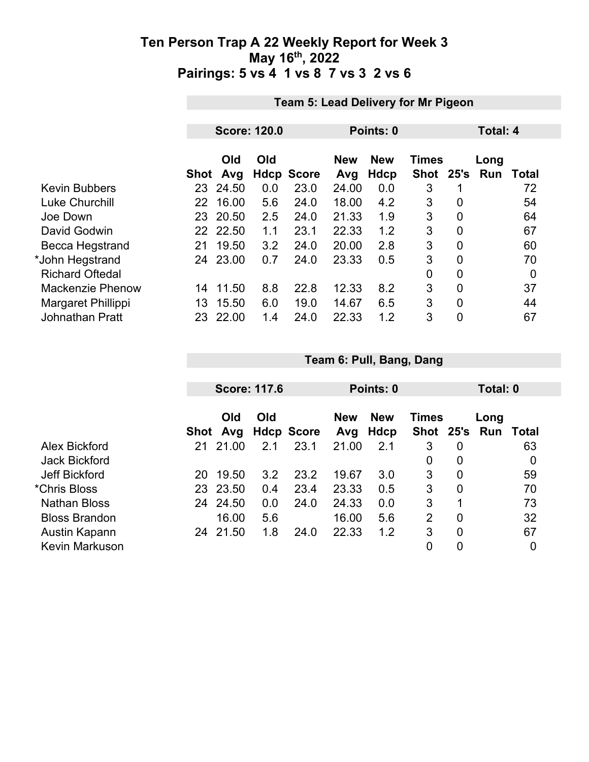# Ten Person Trap A 22 Weekly Report for Week 3
## May 16th, 2022
## Pairings: 5 vs 4  1 vs 8  7 vs 3  2 vs 6

### Team 5: Lead Delivery for Mr Pigeon

**Score: 120.0** | **Points: 0** | **Total: 4**

| | Shot | Old Avg | Old Hdcp | Score | New Avg | New Hdcp | Times Shot | 25's | Long Run | Total |
|---|---|---|---|---|---|---|---|---|---|---|
| Kevin Bubbers | 23 | 24.50 | 0.0 | 23.0 | 24.00 | 0.0 | 3 | 1 | | 72 |
| Luke Churchill | 22 | 16.00 | 5.6 | 24.0 | 18.00 | 4.2 | 3 | 0 | | 54 |
| Joe Down | 23 | 20.50 | 2.5 | 24.0 | 21.33 | 1.9 | 3 | 0 | | 64 |
| David Godwin | 22 | 22.50 | 1.1 | 23.1 | 22.33 | 1.2 | 3 | 0 | | 67 |
| Becca Hegstrand | 21 | 19.50 | 3.2 | 24.0 | 20.00 | 2.8 | 3 | 0 | | 60 |
| *John Hegstrand | 24 | 23.00 | 0.7 | 24.0 | 23.33 | 0.5 | 3 | 0 | | 70 |
| Richard Oftedal | | | | | | | 0 | 0 | | 0 |
| Mackenzie Phenow | 14 | 11.50 | 8.8 | 22.8 | 12.33 | 8.2 | 3 | 0 | | 37 |
| Margaret Phillippi | 13 | 15.50 | 6.0 | 19.0 | 14.67 | 6.5 | 3 | 0 | | 44 |
| Johnathan Pratt | 23 | 22.00 | 1.4 | 24.0 | 22.33 | 1.2 | 3 | 0 | | 67 |

### Team 6: Pull, Bang, Dang

**Score: 117.6** | **Points: 0** | **Total: 0**

| | Shot | Old Avg | Old Hdcp | Score | New Avg | New Hdcp | Times Shot | 25's | Long Run | Total |
|---|---|---|---|---|---|---|---|---|---|---|
| Alex Bickford | 21 | 21.00 | 2.1 | 23.1 | 21.00 | 2.1 | 3 | 0 | | 63 |
| Jack Bickford | | | | | | | 0 | 0 | | 0 |
| Jeff Bickford | 20 | 19.50 | 3.2 | 23.2 | 19.67 | 3.0 | 3 | 0 | | 59 |
| *Chris Bloss | 23 | 23.50 | 0.4 | 23.4 | 23.33 | 0.5 | 3 | 0 | | 70 |
| Nathan Bloss | 24 | 24.50 | 0.0 | 24.0 | 24.33 | 0.0 | 3 | 1 | | 73 |
| Bloss Brandon | | 16.00 | 5.6 | | 16.00 | 5.6 | 2 | 0 | | 32 |
| Austin Kapann | 24 | 21.50 | 1.8 | 24.0 | 22.33 | 1.2 | 3 | 0 | | 67 |
| Kevin Markuson | | | | | | | 0 | 0 | | 0 |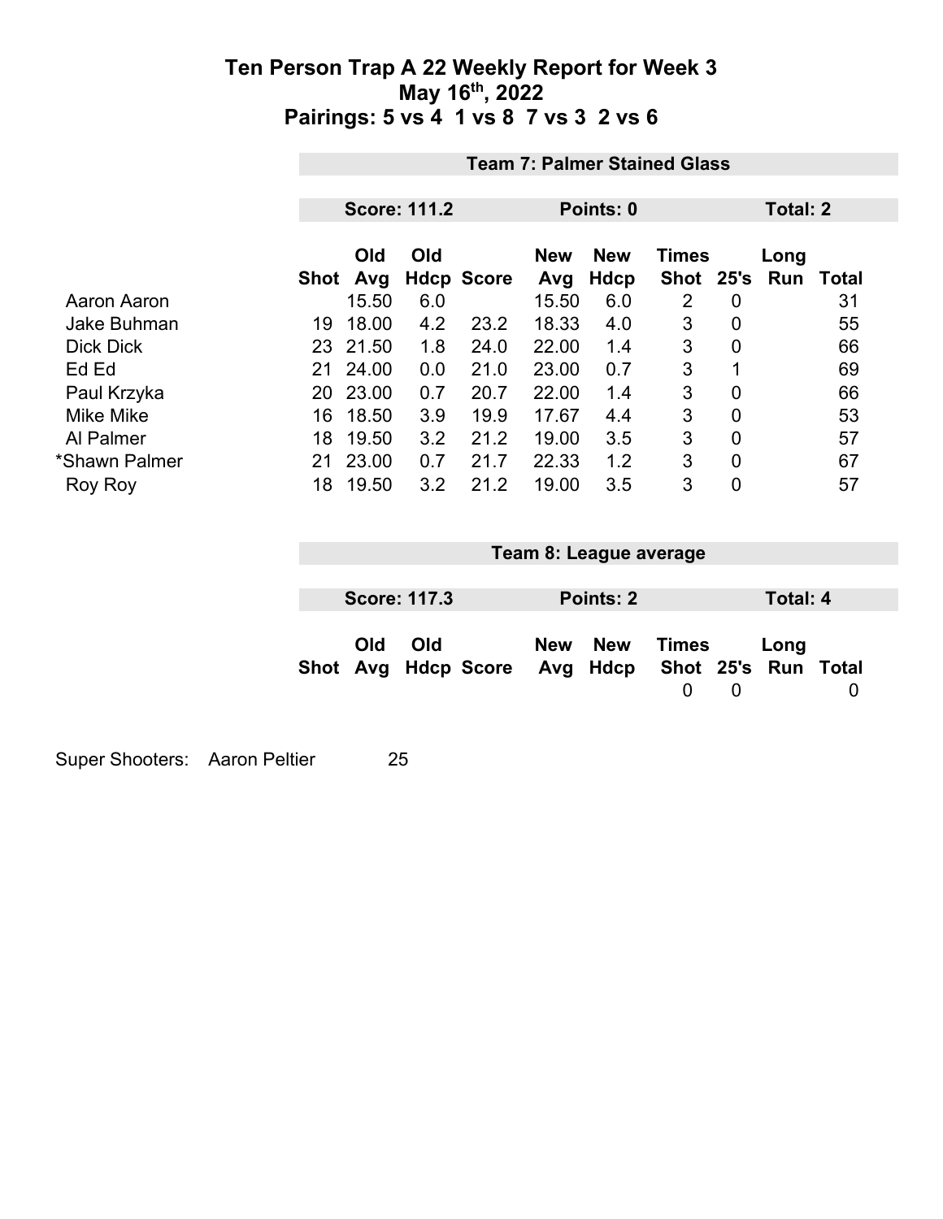# Ten Person Trap A 22 Weekly Report for Week 3
## May 16th, 2022
## Pairings: 5 vs 4  1 vs 8  7 vs 3  2 vs 6

### Team 7: Palmer Stained Glass

**Score: 111.2** | **Points: 0** | **Total: 2**

| | Shot | Old Avg | Old Hdcp | Score | New Avg | New Hdcp | Times Shot | 25's | Long Run | Total |
|---|---|---|---|---|---|---|---|---|---|---|
| Aaron Aaron | | 15.50 | 6.0 | | 15.50 | 6.0 | 2 | 0 | | 31 |
| Jake Buhman | 19 | 18.00 | 4.2 | 23.2 | 18.33 | 4.0 | 3 | 0 | | 55 |
| Dick Dick | 23 | 21.50 | 1.8 | 24.0 | 22.00 | 1.4 | 3 | 0 | | 66 |
| Ed Ed | 21 | 24.00 | 0.0 | 21.0 | 23.00 | 0.7 | 3 | 1 | | 69 |
| Paul Krzyka | 20 | 23.00 | 0.7 | 20.7 | 22.00 | 1.4 | 3 | 0 | | 66 |
| Mike Mike | 16 | 18.50 | 3.9 | 19.9 | 17.67 | 4.4 | 3 | 0 | | 53 |
| Al Palmer | 18 | 19.50 | 3.2 | 21.2 | 19.00 | 3.5 | 3 | 0 | | 57 |
| *Shawn Palmer | 21 | 23.00 | 0.7 | 21.7 | 22.33 | 1.2 | 3 | 0 | | 67 |
| Roy Roy | 18 | 19.50 | 3.2 | 21.2 | 19.00 | 3.5 | 3 | 0 | | 57 |

### Team 8: League average

**Score: 117.3** | **Points: 2** | **Total: 4**

| | Shot | Old Avg | Old Hdcp | Score | New Avg | New Hdcp | Times Shot | 25's | Long Run | Total |
|---|---|---|---|---|---|---|---|---|---|---|
| | | | | | | | 0 | 0 | | 0 |

Super Shooters: Aaron Peltier 25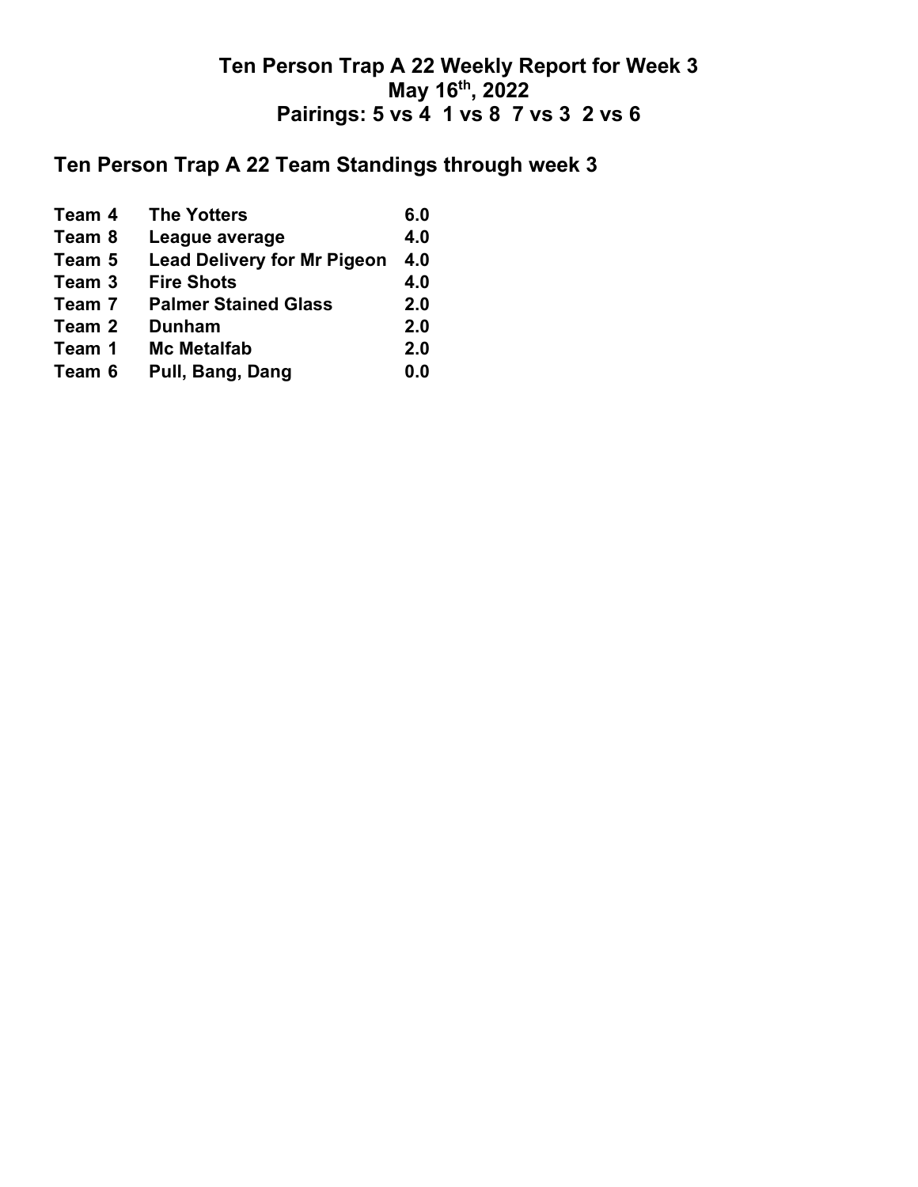# Ten Person Trap A 22 Weekly Report for Week 3
## May 16th, 2022
## Pairings: 5 vs 4 1 vs 8 7 vs 3 2 vs 6

## Ten Person Trap A 22 Team Standings through week 3

| | | |
|---|---|---|
| **Team 4** | **The Yotters** | **6.0** |
| **Team 8** | **League average** | **4.0** |
| **Team 5** | **Lead Delivery for Mr Pigeon** | **4.0** |
| **Team 3** | **Fire Shots** | **4.0** |
| **Team 7** | **Palmer Stained Glass** | **2.0** |
| **Team 2** | **Dunham** | **2.0** |
| **Team 1** | **Mc Metalfab** | **2.0** |
| **Team 6** | **Pull, Bang, Dang** | **0.0** |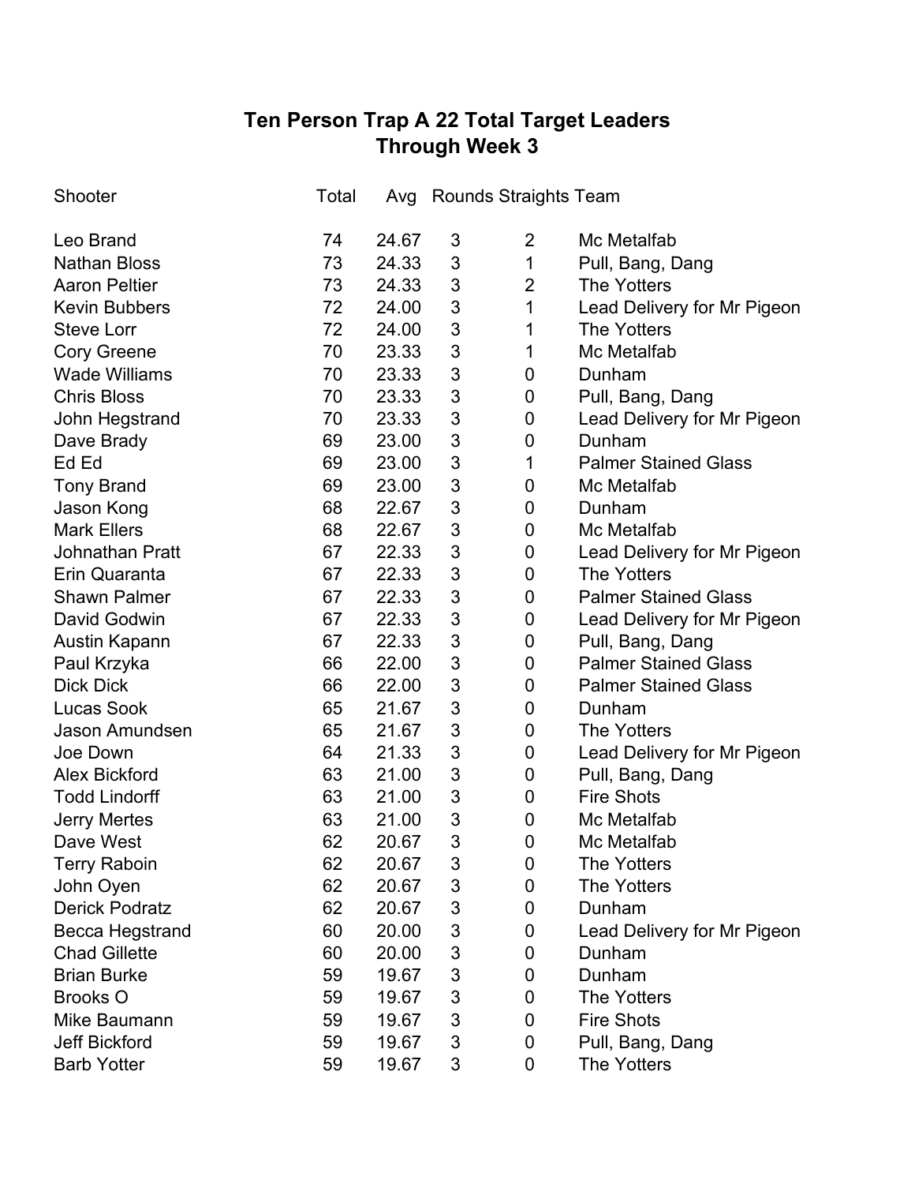# Ten Person Trap A 22 Total Target Leaders
## Through Week 3

| Shooter | Total | Avg | Rounds | Straights | Team |
|---|---|---|---|---|---|
| Leo Brand | 74 | 24.67 | 3 | 2 | Mc Metalfab |
| Nathan Bloss | 73 | 24.33 | 3 | 1 | Pull, Bang, Dang |
| Aaron Peltier | 73 | 24.33 | 3 | 2 | The Yotters |
| Kevin Bubbers | 72 | 24.00 | 3 | 1 | Lead Delivery for Mr Pigeon |
| Steve Lorr | 72 | 24.00 | 3 | 1 | The Yotters |
| Cory Greene | 70 | 23.33 | 3 | 1 | Mc Metalfab |
| Wade Williams | 70 | 23.33 | 3 | 0 | Dunham |
| Chris Bloss | 70 | 23.33 | 3 | 0 | Pull, Bang, Dang |
| John Hegstrand | 70 | 23.33 | 3 | 0 | Lead Delivery for Mr Pigeon |
| Dave Brady | 69 | 23.00 | 3 | 0 | Dunham |
| Ed Ed | 69 | 23.00 | 3 | 1 | Palmer Stained Glass |
| Tony Brand | 69 | 23.00 | 3 | 0 | Mc Metalfab |
| Jason Kong | 68 | 22.67 | 3 | 0 | Dunham |
| Mark Ellers | 68 | 22.67 | 3 | 0 | Mc Metalfab |
| Johnathan Pratt | 67 | 22.33 | 3 | 0 | Lead Delivery for Mr Pigeon |
| Erin Quaranta | 67 | 22.33 | 3 | 0 | The Yotters |
| Shawn Palmer | 67 | 22.33 | 3 | 0 | Palmer Stained Glass |
| David Godwin | 67 | 22.33 | 3 | 0 | Lead Delivery for Mr Pigeon |
| Austin Kapann | 67 | 22.33 | 3 | 0 | Pull, Bang, Dang |
| Paul Krzyka | 66 | 22.00 | 3 | 0 | Palmer Stained Glass |
| Dick Dick | 66 | 22.00 | 3 | 0 | Palmer Stained Glass |
| Lucas Sook | 65 | 21.67 | 3 | 0 | Dunham |
| Jason Amundsen | 65 | 21.67 | 3 | 0 | The Yotters |
| Joe Down | 64 | 21.33 | 3 | 0 | Lead Delivery for Mr Pigeon |
| Alex Bickford | 63 | 21.00 | 3 | 0 | Pull, Bang, Dang |
| Todd Lindorff | 63 | 21.00 | 3 | 0 | Fire Shots |
| Jerry Mertes | 63 | 21.00 | 3 | 0 | Mc Metalfab |
| Dave West | 62 | 20.67 | 3 | 0 | Mc Metalfab |
| Terry Raboin | 62 | 20.67 | 3 | 0 | The Yotters |
| John Oyen | 62 | 20.67 | 3 | 0 | The Yotters |
| Derick Podratz | 62 | 20.67 | 3 | 0 | Dunham |
| Becca Hegstrand | 60 | 20.00 | 3 | 0 | Lead Delivery for Mr Pigeon |
| Chad Gillette | 60 | 20.00 | 3 | 0 | Dunham |
| Brian Burke | 59 | 19.67 | 3 | 0 | Dunham |
| Brooks O | 59 | 19.67 | 3 | 0 | The Yotters |
| Mike Baumann | 59 | 19.67 | 3 | 0 | Fire Shots |
| Jeff Bickford | 59 | 19.67 | 3 | 0 | Pull, Bang, Dang |
| Barb Yotter | 59 | 19.67 | 3 | 0 | The Yotters |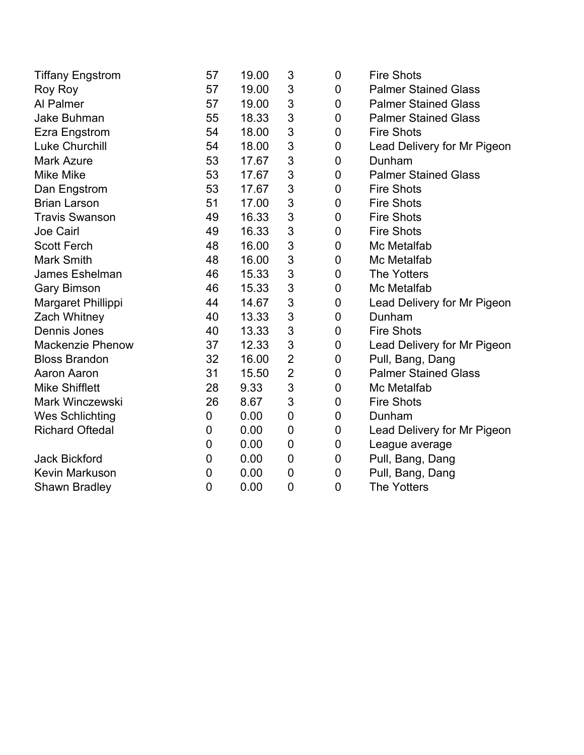| | | | | | |
|---|---|---|---|---|---|
| Tiffany Engstrom | 57 | 19.00 | 3 | 0 | Fire Shots |
| Roy Roy | 57 | 19.00 | 3 | 0 | Palmer Stained Glass |
| Al Palmer | 57 | 19.00 | 3 | 0 | Palmer Stained Glass |
| Jake Buhman | 55 | 18.33 | 3 | 0 | Palmer Stained Glass |
| Ezra Engstrom | 54 | 18.00 | 3 | 0 | Fire Shots |
| Luke Churchill | 54 | 18.00 | 3 | 0 | Lead Delivery for Mr Pigeon |
| Mark Azure | 53 | 17.67 | 3 | 0 | Dunham |
| Mike Mike | 53 | 17.67 | 3 | 0 | Palmer Stained Glass |
| Dan Engstrom | 53 | 17.67 | 3 | 0 | Fire Shots |
| Brian Larson | 51 | 17.00 | 3 | 0 | Fire Shots |
| Travis Swanson | 49 | 16.33 | 3 | 0 | Fire Shots |
| Joe Cairl | 49 | 16.33 | 3 | 0 | Fire Shots |
| Scott Ferch | 48 | 16.00 | 3 | 0 | Mc Metalfab |
| Mark Smith | 48 | 16.00 | 3 | 0 | Mc Metalfab |
| James Eshelman | 46 | 15.33 | 3 | 0 | The Yotters |
| Gary Bimson | 46 | 15.33 | 3 | 0 | Mc Metalfab |
| Margaret Phillippi | 44 | 14.67 | 3 | 0 | Lead Delivery for Mr Pigeon |
| Zach Whitney | 40 | 13.33 | 3 | 0 | Dunham |
| Dennis Jones | 40 | 13.33 | 3 | 0 | Fire Shots |
| Mackenzie Phenow | 37 | 12.33 | 3 | 0 | Lead Delivery for Mr Pigeon |
| Bloss Brandon | 32 | 16.00 | 2 | 0 | Pull, Bang, Dang |
| Aaron Aaron | 31 | 15.50 | 2 | 0 | Palmer Stained Glass |
| Mike Shifflett | 28 | 9.33 | 3 | 0 | Mc Metalfab |
| Mark Winczewski | 26 | 8.67 | 3 | 0 | Fire Shots |
| Wes Schlichting | 0 | 0.00 | 0 | 0 | Dunham |
| Richard Oftedal | 0 | 0.00 | 0 | 0 | Lead Delivery for Mr Pigeon |
| | 0 | 0.00 | 0 | 0 | League average |
| Jack Bickford | 0 | 0.00 | 0 | 0 | Pull, Bang, Dang |
| Kevin Markuson | 0 | 0.00 | 0 | 0 | Pull, Bang, Dang |
| Shawn Bradley | 0 | 0.00 | 0 | 0 | The Yotters |